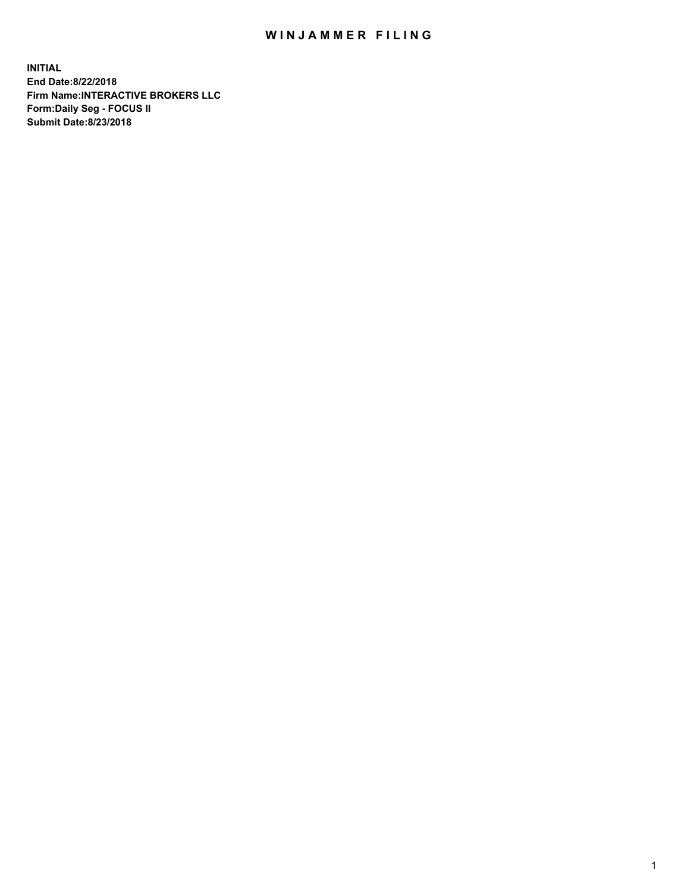# WINJAMMER FILING

**INITIAL**
**End Date:8/22/2018**
**Firm Name:INTERACTIVE BROKERS LLC**
**Form:Daily Seg - FOCUS II**
**Submit Date:8/23/2018**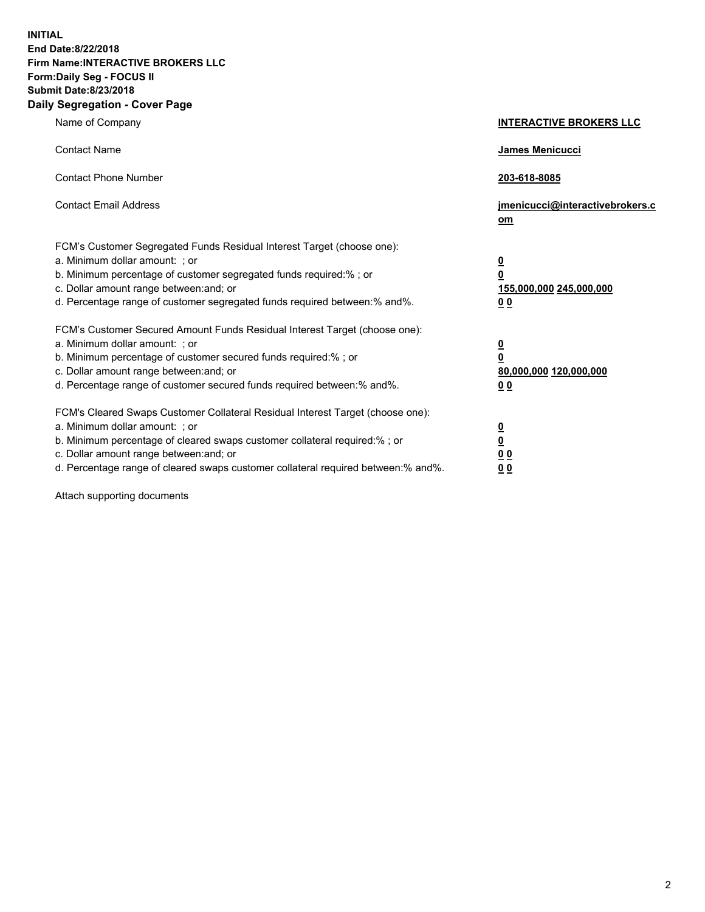**INITIAL**
**End Date:8/22/2018**
**Firm Name:INTERACTIVE BROKERS LLC**
**Form:Daily Seg - FOCUS II**
**Submit Date:8/23/2018**

## Daily Segregation - Cover Page

| | |
|---|---|
| Name of Company | **INTERACTIVE BROKERS LLC** |
| Contact Name | **James Menicucci** |
| Contact Phone Number | **203-618-8085** |
| Contact Email Address | **jmenicucci@interactivebrokers.com** |

FCM's Customer Segregated Funds Residual Interest Target (choose one):

| | |
|---|---|
| a. Minimum dollar amount: ; or | **0** |
| b. Minimum percentage of customer segregated funds required:% ; or | **0** |
| c. Dollar amount range between:and; or | **155,000,000 245,000,000** |
| d. Percentage range of customer segregated funds required between:% and%. | **0 0** |

FCM's Customer Secured Amount Funds Residual Interest Target (choose one):

| | |
|---|---|
| a. Minimum dollar amount: ; or | **0** |
| b. Minimum percentage of customer secured funds required:% ; or | **0** |
| c. Dollar amount range between:and; or | **80,000,000 120,000,000** |
| d. Percentage range of customer secured funds required between:% and%. | **0 0** |

FCM's Cleared Swaps Customer Collateral Residual Interest Target (choose one):

| | |
|---|---|
| a. Minimum dollar amount: ; or | **0** |
| b. Minimum percentage of cleared swaps customer collateral required:% ; or | **0** |
| c. Dollar amount range between:and; or | **0 0** |
| d. Percentage range of cleared swaps customer collateral required between:% and%. | **0 0** |

Attach supporting documents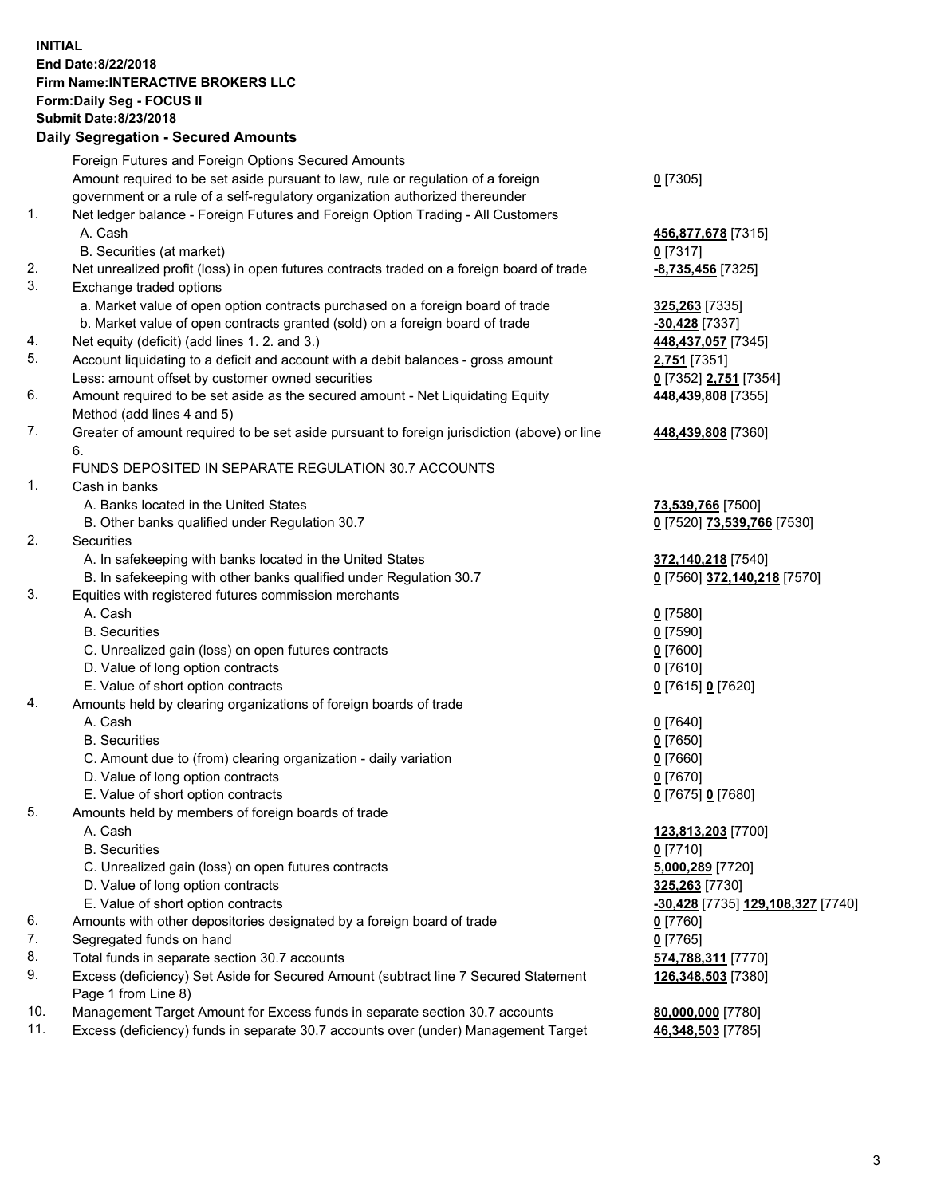**INITIAL**
**End Date:8/22/2018**
**Firm Name:INTERACTIVE BROKERS LLC**
**Form:Daily Seg - FOCUS II**
**Submit Date:8/23/2018**

## Daily Segregation - Secured Amounts

| | | |
|---|---|---|
| | Foreign Futures and Foreign Options Secured Amounts | |
| | Amount required to be set aside pursuant to law, rule or regulation of a foreign government or a rule of a self-regulatory organization authorized thereunder | 0 [7305] |
| 1. | Net ledger balance - Foreign Futures and Foreign Option Trading - All Customers | |
| | A. Cash | 456,877,678 [7315] |
| | B. Securities (at market) | 0 [7317] |
| 2. | Net unrealized profit (loss) in open futures contracts traded on a foreign board of trade | -8,735,456 [7325] |
| 3. | Exchange traded options | |
| | a. Market value of open option contracts purchased on a foreign board of trade | 325,263 [7335] |
| | b. Market value of open contracts granted (sold) on a foreign board of trade | -30,428 [7337] |
| 4. | Net equity (deficit) (add lines 1. 2. and 3.) | 448,437,057 [7345] |
| 5. | Account liquidating to a deficit and account with a debit balances - gross amount | 2,751 [7351] |
| | Less: amount offset by customer owned securities | 0 [7352] 2,751 [7354] |
| 6. | Amount required to be set aside as the secured amount - Net Liquidating Equity Method (add lines 4 and 5) | 448,439,808 [7355] |
| 7. | Greater of amount required to be set aside pursuant to foreign jurisdiction (above) or line 6. | 448,439,808 [7360] |
| | FUNDS DEPOSITED IN SEPARATE REGULATION 30.7 ACCOUNTS | |
| 1. | Cash in banks | |
| | A. Banks located in the United States | 73,539,766 [7500] |
| | B. Other banks qualified under Regulation 30.7 | 0 [7520] 73,539,766 [7530] |
| 2. | Securities | |
| | A. In safekeeping with banks located in the United States | 372,140,218 [7540] |
| | B. In safekeeping with other banks qualified under Regulation 30.7 | 0 [7560] 372,140,218 [7570] |
| 3. | Equities with registered futures commission merchants | |
| | A. Cash | 0 [7580] |
| | B. Securities | 0 [7590] |
| | C. Unrealized gain (loss) on open futures contracts | 0 [7600] |
| | D. Value of long option contracts | 0 [7610] |
| | E. Value of short option contracts | 0 [7615] 0 [7620] |
| 4. | Amounts held by clearing organizations of foreign boards of trade | |
| | A. Cash | 0 [7640] |
| | B. Securities | 0 [7650] |
| | C. Amount due to (from) clearing organization - daily variation | 0 [7660] |
| | D. Value of long option contracts | 0 [7670] |
| | E. Value of short option contracts | 0 [7675] 0 [7680] |
| 5. | Amounts held by members of foreign boards of trade | |
| | A. Cash | 123,813,203 [7700] |
| | B. Securities | 0 [7710] |
| | C. Unrealized gain (loss) on open futures contracts | 5,000,289 [7720] |
| | D. Value of long option contracts | 325,263 [7730] |
| | E. Value of short option contracts | -30,428 [7735] 129,108,327 [7740] |
| 6. | Amounts with other depositories designated by a foreign board of trade | 0 [7760] |
| 7. | Segregated funds on hand | 0 [7765] |
| 8. | Total funds in separate section 30.7 accounts | 574,788,311 [7770] |
| 9. | Excess (deficiency) Set Aside for Secured Amount (subtract line 7 Secured Statement Page 1 from Line 8) | 126,348,503 [7380] |
| 10. | Management Target Amount for Excess funds in separate section 30.7 accounts | 80,000,000 [7780] |
| 11. | Excess (deficiency) funds in separate 30.7 accounts over (under) Management Target | 46,348,503 [7785] |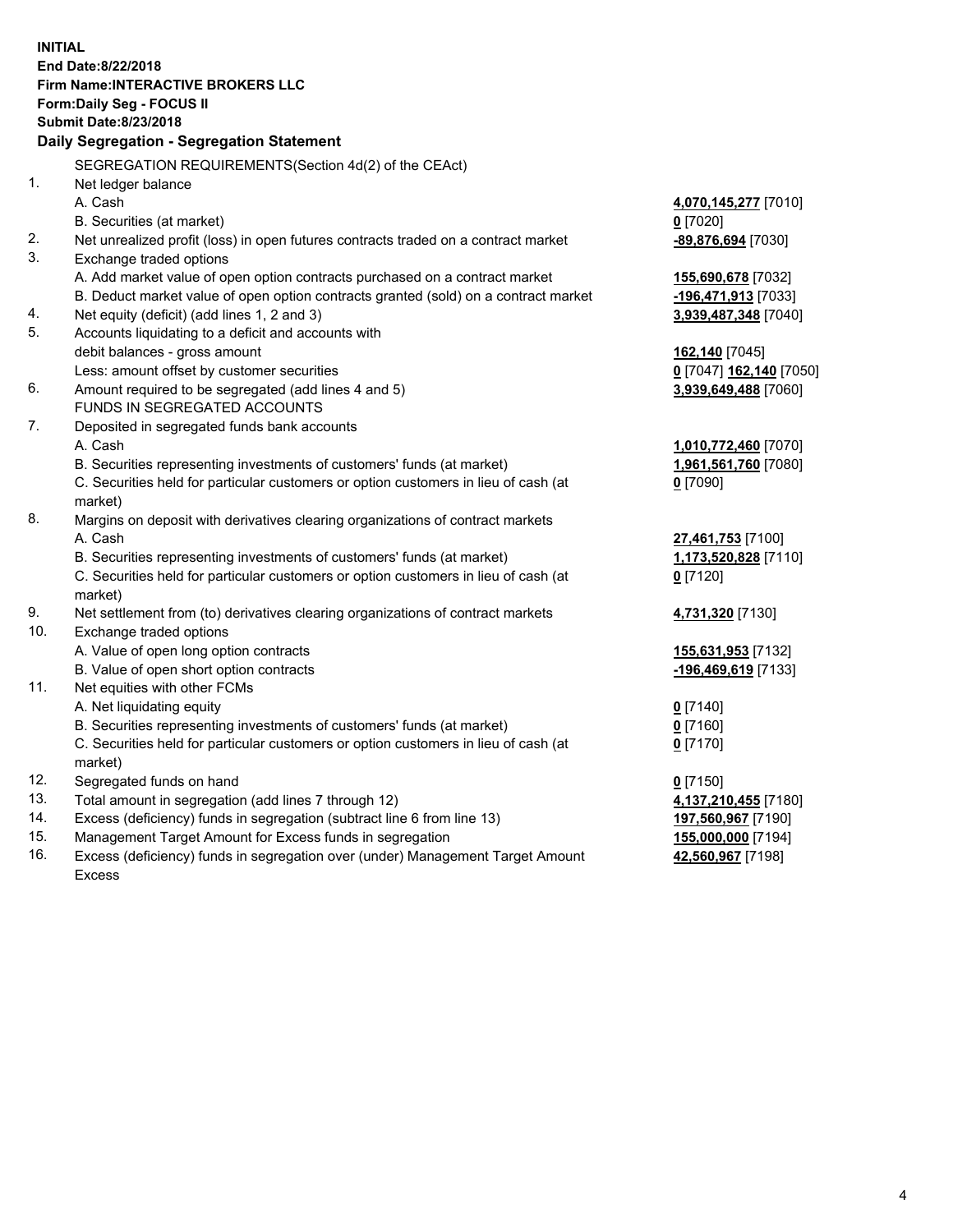**INITIAL**
**End Date:8/22/2018**
**Firm Name:INTERACTIVE BROKERS LLC**
**Form:Daily Seg - FOCUS II**
**Submit Date:8/23/2018**

## Daily Segregation - Segregation Statement

SEGREGATION REQUIREMENTS(Section 4d(2) of the CEAct)

| | | |
|---|---|---|
| 1. | Net ledger balance | |
| | A. Cash | **4,070,145,277** [7010] |
| | B. Securities (at market) | **0** [7020] |
| 2. | Net unrealized profit (loss) in open futures contracts traded on a contract market | **-89,876,694** [7030] |
| 3. | Exchange traded options | |
| | A. Add market value of open option contracts purchased on a contract market | **155,690,678** [7032] |
| | B. Deduct market value of open option contracts granted (sold) on a contract market | **-196,471,913** [7033] |
| 4. | Net equity (deficit) (add lines 1, 2 and 3) | **3,939,487,348** [7040] |
| 5. | Accounts liquidating to a deficit and accounts with | |
| | debit balances - gross amount | **162,140** [7045] |
| | Less: amount offset by customer securities | **0** [7047] **162,140** [7050] |
| 6. | Amount required to be segregated (add lines 4 and 5) | **3,939,649,488** [7060] |
| | FUNDS IN SEGREGATED ACCOUNTS | |
| 7. | Deposited in segregated funds bank accounts | |
| | A. Cash | **1,010,772,460** [7070] |
| | B. Securities representing investments of customers' funds (at market) | **1,961,561,760** [7080] |
| | C. Securities held for particular customers or option customers in lieu of cash (at market) | **0** [7090] |
| 8. | Margins on deposit with derivatives clearing organizations of contract markets | |
| | A. Cash | **27,461,753** [7100] |
| | B. Securities representing investments of customers' funds (at market) | **1,173,520,828** [7110] |
| | C. Securities held for particular customers or option customers in lieu of cash (at market) | **0** [7120] |
| 9. | Net settlement from (to) derivatives clearing organizations of contract markets | **4,731,320** [7130] |
| 10. | Exchange traded options | |
| | A. Value of open long option contracts | **155,631,953** [7132] |
| | B. Value of open short option contracts | **-196,469,619** [7133] |
| 11. | Net equities with other FCMs | |
| | A. Net liquidating equity | **0** [7140] |
| | B. Securities representing investments of customers' funds (at market) | **0** [7160] |
| | C. Securities held for particular customers or option customers in lieu of cash (at market) | **0** [7170] |
| 12. | Segregated funds on hand | **0** [7150] |
| 13. | Total amount in segregation (add lines 7 through 12) | **4,137,210,455** [7180] |
| 14. | Excess (deficiency) funds in segregation (subtract line 6 from line 13) | **197,560,967** [7190] |
| 15. | Management Target Amount for Excess funds in segregation | **155,000,000** [7194] |
| 16. | Excess (deficiency) funds in segregation over (under) Management Target Amount Excess | **42,560,967** [7198] |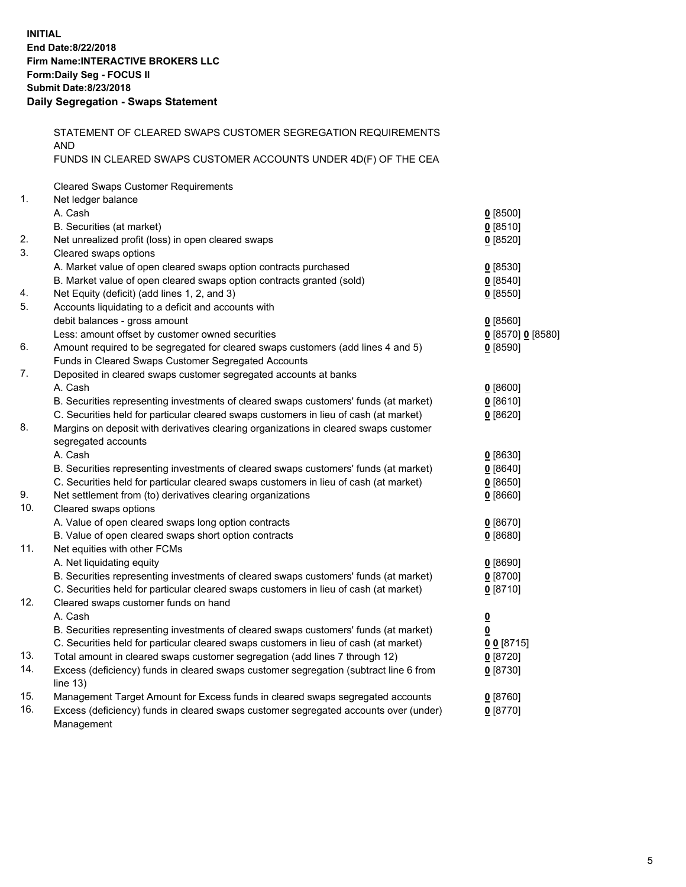**INITIAL**
**End Date:8/22/2018**
**Firm Name:INTERACTIVE BROKERS LLC**
**Form:Daily Seg - FOCUS II**
**Submit Date:8/23/2018**
**Daily Segregation - Swaps Statement**

STATEMENT OF CLEARED SWAPS CUSTOMER SEGREGATION REQUIREMENTS AND FUNDS IN CLEARED SWAPS CUSTOMER ACCOUNTS UNDER 4D(F) OF THE CEA

| | | |
|---|---|---|
| | Cleared Swaps Customer Requirements | |
| 1. | Net ledger balance | |
| | A. Cash | 0 [8500] |
| | B. Securities (at market) | 0 [8510] |
| 2. | Net unrealized profit (loss) in open cleared swaps | 0 [8520] |
| 3. | Cleared swaps options | |
| | A. Market value of open cleared swaps option contracts purchased | 0 [8530] |
| | B. Market value of open cleared swaps option contracts granted (sold) | 0 [8540] |
| 4. | Net Equity (deficit) (add lines 1, 2, and 3) | 0 [8550] |
| 5. | Accounts liquidating to a deficit and accounts with debit balances - gross amount | 0 [8560] |
| | Less: amount offset by customer owned securities | 0 [8570] 0 [8580] |
| 6. | Amount required to be segregated for cleared swaps customers (add lines 4 and 5) | 0 [8590] |
| | Funds in Cleared Swaps Customer Segregated Accounts | |
| 7. | Deposited in cleared swaps customer segregated accounts at banks | |
| | A. Cash | 0 [8600] |
| | B. Securities representing investments of cleared swaps customers' funds (at market) | 0 [8610] |
| | C. Securities held for particular cleared swaps customers in lieu of cash (at market) | 0 [8620] |
| 8. | Margins on deposit with derivatives clearing organizations in cleared swaps customer segregated accounts | |
| | A. Cash | 0 [8630] |
| | B. Securities representing investments of cleared swaps customers' funds (at market) | 0 [8640] |
| | C. Securities held for particular cleared swaps customers in lieu of cash (at market) | 0 [8650] |
| 9. | Net settlement from (to) derivatives clearing organizations | 0 [8660] |
| 10. | Cleared swaps options | |
| | A. Value of open cleared swaps long option contracts | 0 [8670] |
| | B. Value of open cleared swaps short option contracts | 0 [8680] |
| 11. | Net equities with other FCMs | |
| | A. Net liquidating equity | 0 [8690] |
| | B. Securities representing investments of cleared swaps customers' funds (at market) | 0 [8700] |
| | C. Securities held for particular cleared swaps customers in lieu of cash (at market) | 0 [8710] |
| 12. | Cleared swaps customer funds on hand | |
| | A. Cash | 0 |
| | B. Securities representing investments of cleared swaps customers' funds (at market) | 0 |
| | C. Securities held for particular cleared swaps customers in lieu of cash (at market) | 0 0 [8715] |
| 13. | Total amount in cleared swaps customer segregation (add lines 7 through 12) | 0 [8720] |
| 14. | Excess (deficiency) funds in cleared swaps customer segregation (subtract line 6 from line 13) | 0 [8730] |
| 15. | Management Target Amount for Excess funds in cleared swaps segregated accounts | 0 [8760] |
| 16. | Excess (deficiency) funds in cleared swaps customer segregated accounts over (under) Management | 0 [8770] |